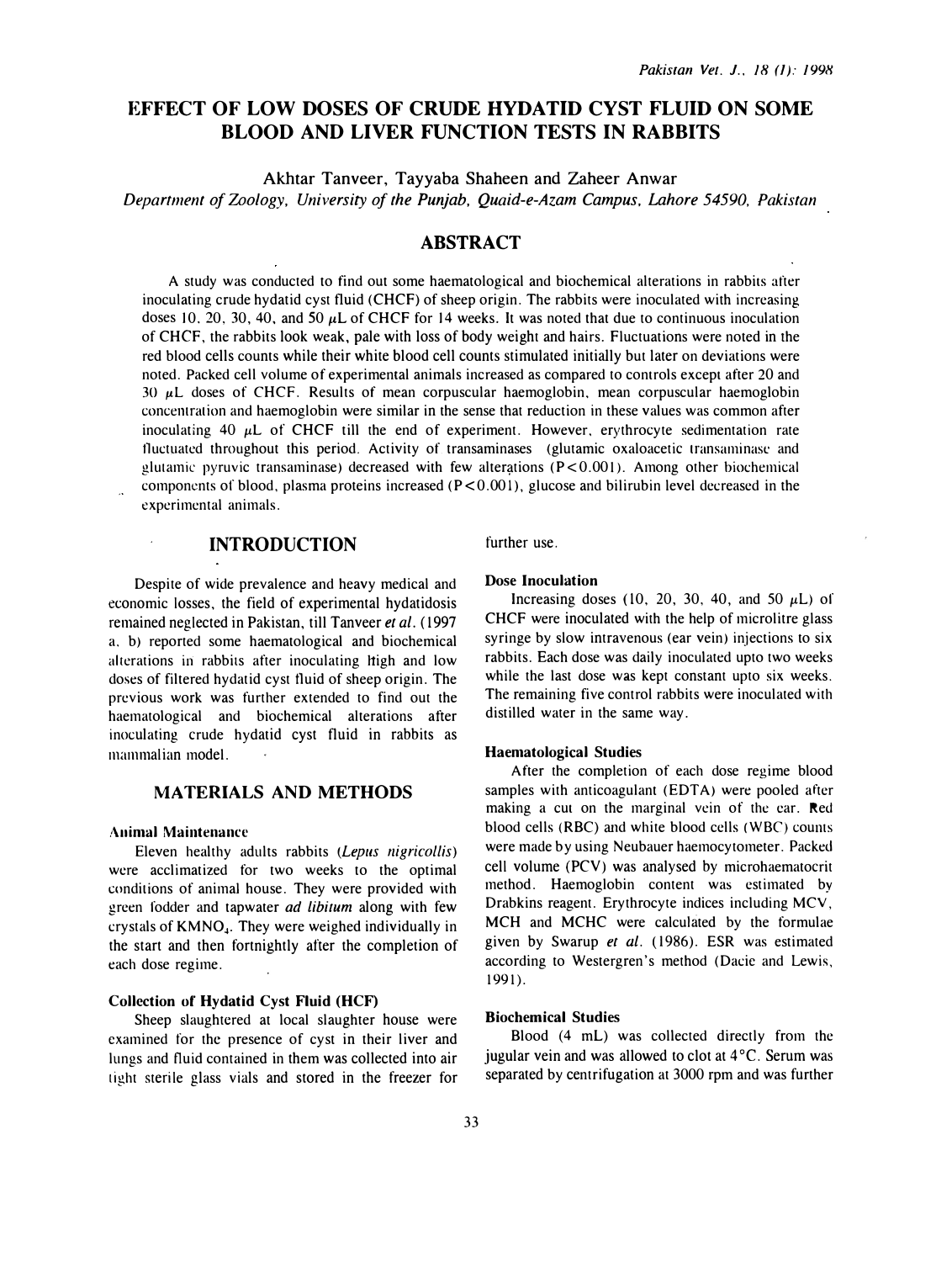# EFFECT OF LOW DOSES OF CRUDE HYDATID CYST FLUID ON SOME BLOOD AND LIVER FUNCTION TESTS IN RABBITS

Akhtar Tanveer, Tayyaba Shaheen and Zaheer Anwar

*Department of Zoology, University of the Punjab, Quaid-e-Azam Campus, Lahore 54590, Pakistan*

## ABSTRACT

A study was conducted to find out some haematological and biochemical alterations in rabbits after inoculating crude hydatid cyst fluid (CHCF) of sheep origin. The rabbits were inoculated with increasing doses 10, 20, 30, 40, and 50 $\mu$L of CHCF for 14 weeks. It was noted that due to continuous inoculation of CHCF, the rabbits look weak, pale with loss of body weight and hairs. Fluctuations were noted in the red blood cells counts while their white blood cell counts stimulated initially but later on deviations were noted. Packed cell volume of experimental animals increased as compared to controls except after 20 and 30 $\mu$L doses of CHCF. Results of mean corpuscular haemoglobin, mean corpuscular haemoglobin concentration and haemoglobin were similar in the sense that reduction in these values was common after inoculating 40 $\mu$L of CHCF till the end of experiment. However, erythrocyte sedimentation rate fluctuated throughout this period. Activity of transaminases (glutamic oxaloacetic transaminase and glutamic pyruvic transaminase) decreased with few alterations ($P<0.001$). Among other biochemical components of blood, plasma proteins increased ($P<0.001$), glucose and bilirubin level decreased in the experimental animals.

## INTRODUCTION

Despite of wide prevalence and heavy medical and economic losses, the field of experimental hydatidosis remained neglected in Pakistan, till Tanveer *et al.* (1997 a, b) reported some haematological and biochemical alterations in rabbits after inoculating high and low doses of filtered hydatid cyst fluid of sheep origin. The previous work was further extended to find out the haematological and biochemical alterations after inoculating crude hydatid cyst fluid in rabbits as mammalian model.

## MATERIALS AND METHODS

### Animal Maintenance

Eleven healthy adults rabbits (*Lepus nigricollis*) were acclimatized for two weeks to the optimal conditions of animal house. They were provided with green fodder and tapwater *ad libitum* along with few crystals of $KMNO_4$. They were weighed individually in the start and then fortnightly after the completion of each dose regime.

### Collection of Hydatid Cyst Fluid (HCF)

Sheep slaughtered at local slaughter house were examined for the presence of cyst in their liver and lungs and fluid contained in them was collected into air tight sterile glass vials and stored in the freezer for further use.

### Dose Inoculation

Increasing doses (10, 20, 30, 40, and 50 $\mu$L) of CHCF were inoculated with the help of microlitre glass syringe by slow intravenous (ear vein) injections to six rabbits. Each dose was daily inoculated upto two weeks while the last dose was kept constant upto six weeks. The remaining five control rabbits were inoculated with distilled water in the same way.

### Haematological Studies

After the completion of each dose regime blood samples with anticoagulant (EDTA) were pooled after making a cut on the marginal vein of the ear. Red blood cells (RBC) and white blood cells (WBC) counts were made by using Neubauer haemocytometer. Packed cell volume (PCV) was analysed by microhaematocrit method. Haemoglobin content was estimated by Drabkins reagent. Erythrocyte indices including MCV, MCH and MCHC were calculated by the formulae given by Swarup *et al.* (1986). ESR was estimated according to Westergren's method (Dacie and Lewis, 1991).

### Biochemical Studies

Blood (4 mL) was collected directly from the jugular vein and was allowed to clot at 4°C. Serum was separated by centrifugation at 3000 rpm and was further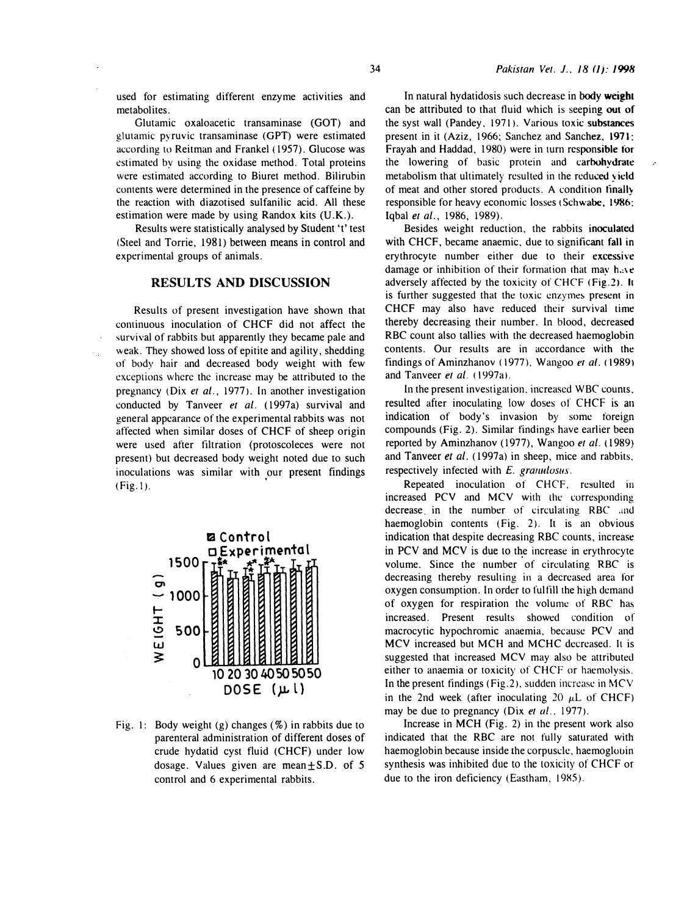used for estimating different enzyme activities and metabolites.

Glutamic oxaloacetic transaminase (GOT) and glutamic pyruvic transaminase (GPT) were estimated according to Reitman and Frankel (1957). Glucose was estimated by using the oxidase method. Total proteins were estimated according to Biuret method. Bilirubin contents were determined in the presence of caffeine by the reaction with diazotised sulfanilic acid. All these estimation were made by using Randox kits (U.K.).

Results were statistically analysed by Student 't' test (Steel and Torrie, 1981) between means in control and experimental groups of animals.

## RESULTS AND DISCUSSION

Results of present investigation have shown that continuous inoculation of CHCF did not affect the survival of rabbits but apparently they became pale and weak. They showed loss of epitite and agility, shedding of body hair and decreased body weight with few exceptions where the increase may be attributed to the pregnancy (Dix *et al.*, 1977). In another investigation conducted by Tanveer *et al.* (1997a) survival and general appearance of the experimental rabbits was not affected when similar doses of CHCF of sheep origin were used after filtration (protoscoleces were not present) but decreased body weight noted due to such inoculations was similar with our present findings (Fig.1).

Fig. 1: Body weight (g) changes (%) in rabbits due to parenteral administration of different doses of crude hydatid cyst fluid (CHCF) under low dosage. Values given are mean±S.D. of 5 control and 6 experimental rabbits.

In natural hydatidosis such decrease in body weight can be attributed to that fluid which is seeping out of the syst wall (Pandey, 1971). Various toxic substances present in it (Aziz, 1966; Sanchez and Sanchez, 1971; Frayah and Haddad, 1980) were in turn responsible for the lowering of basic protein and carbohydrate metabolism that ultimately resulted in the reduced yield of meat and other stored products. A condition finally responsible for heavy economic losses (Schwabe, 1986; Iqbal *et al.*, 1986, 1989).

Besides weight reduction, the rabbits inoculated with CHCF, became anaemic, due to significant fall in erythrocyte number either due to their excessive damage or inhibition of their formation that may have adversely affected by the toxicity of CHCF (Fig.2). It is further suggested that the toxic enzymes present in CHCF may also have reduced their survival time thereby decreasing their number. In blood, decreased RBC count also tallies with the decreased haemoglobin contents. Our results are in accordance with the findings of Aminzhanov (1977), Wangoo *et al.* (1989) and Tanveer *et al.* (1997a).

In the present investigation, increased WBC counts, resulted after inoculating low doses of CHCF is an indication of body's invasion by some foreign compounds (Fig. 2). Similar findings have earlier been reported by Aminzhanov (1977), Wangoo *et al.* (1989) and Tanveer *et al.* (1997a) in sheep, mice and rabbits, respectively infected with *E. granulosus*.

Repeated inoculation of CHCF, resulted in increased PCV and MCV with the corresponding decrease in the number of circulating RBC and haemoglobin contents (Fig. 2). It is an obvious indication that despite decreasing RBC counts, increase in PCV and MCV is due to the increase in erythrocyte volume. Since the number of circulating RBC is decreasing thereby resulting in a decreased area for oxygen consumption. In order to fulfill the high demand of oxygen for respiration the volume of RBC has increased. Present results showed condition of macrocytic hypochromic anaemia, because PCV and MCV increased but MCH and MCHC decreased. It is suggested that increased MCV may also be attributed either to anaemia or toxicity of CHCF or haemolysis. In the present findings (Fig.2), sudden increase in MCV in the 2nd week (after inoculating 20 $\mu$L of CHCF) may be due to pregnancy (Dix *et al.*, 1977).

Increase in MCH (Fig. 2) in the present work also indicated that the RBC are not fully saturated with haemoglobin because inside the corpuscle, haemoglobin synthesis was inhibited due to the toxicity of CHCF or due to the iron deficiency (Eastham, 1985).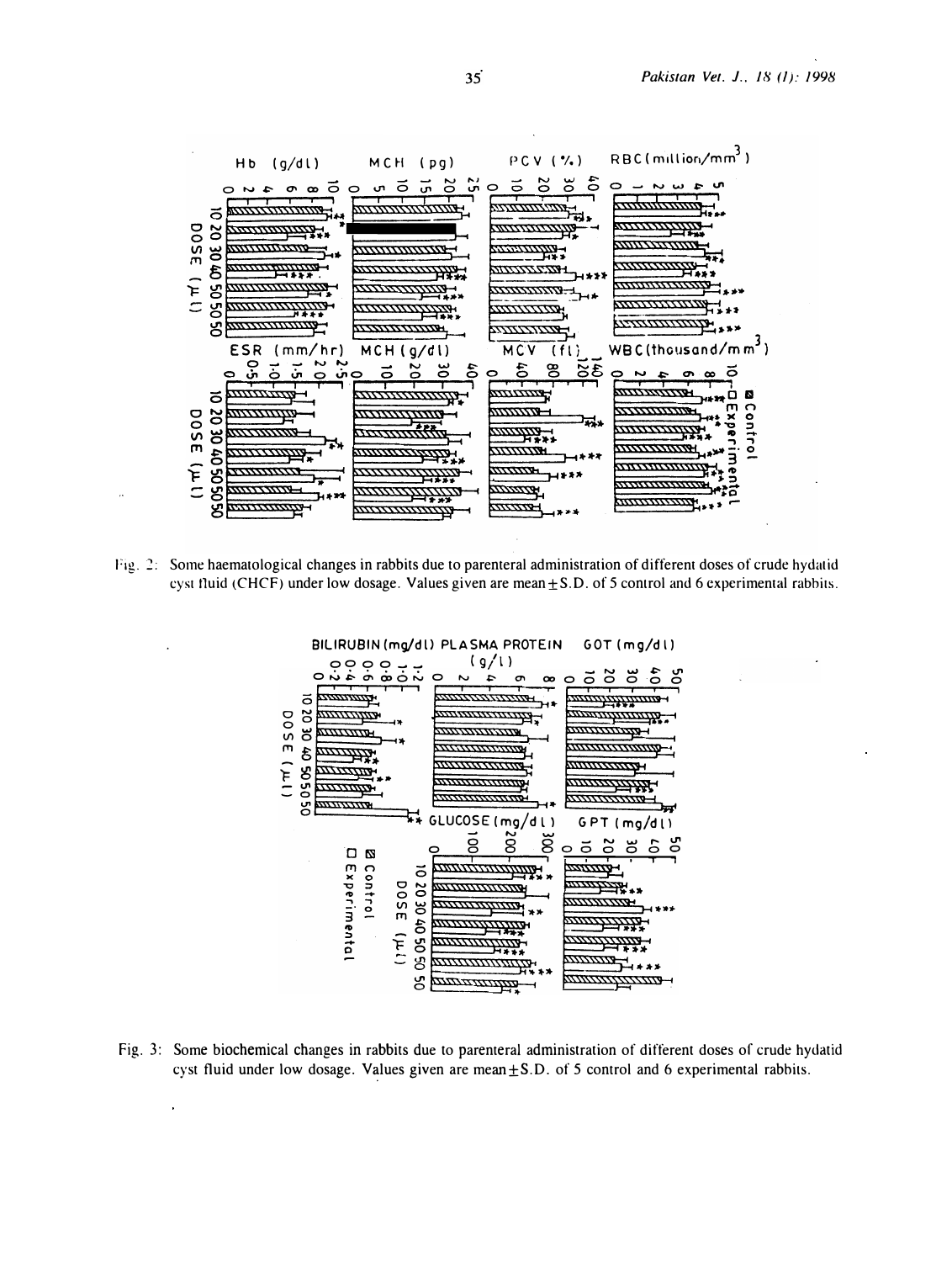Fig. 2: Some haematological changes in rabbits due to parenteral administration of different doses of crude hydatid cyst fluid (CHCF) under low dosage. Values given are mean ± S.D. of 5 control and 6 experimental rabbits.

Fig. 3: Some biochemical changes in rabbits due to parenteral administration of different doses of crude hydatid cyst fluid under low dosage. Values given are mean ± S.D. of 5 control and 6 experimental rabbits.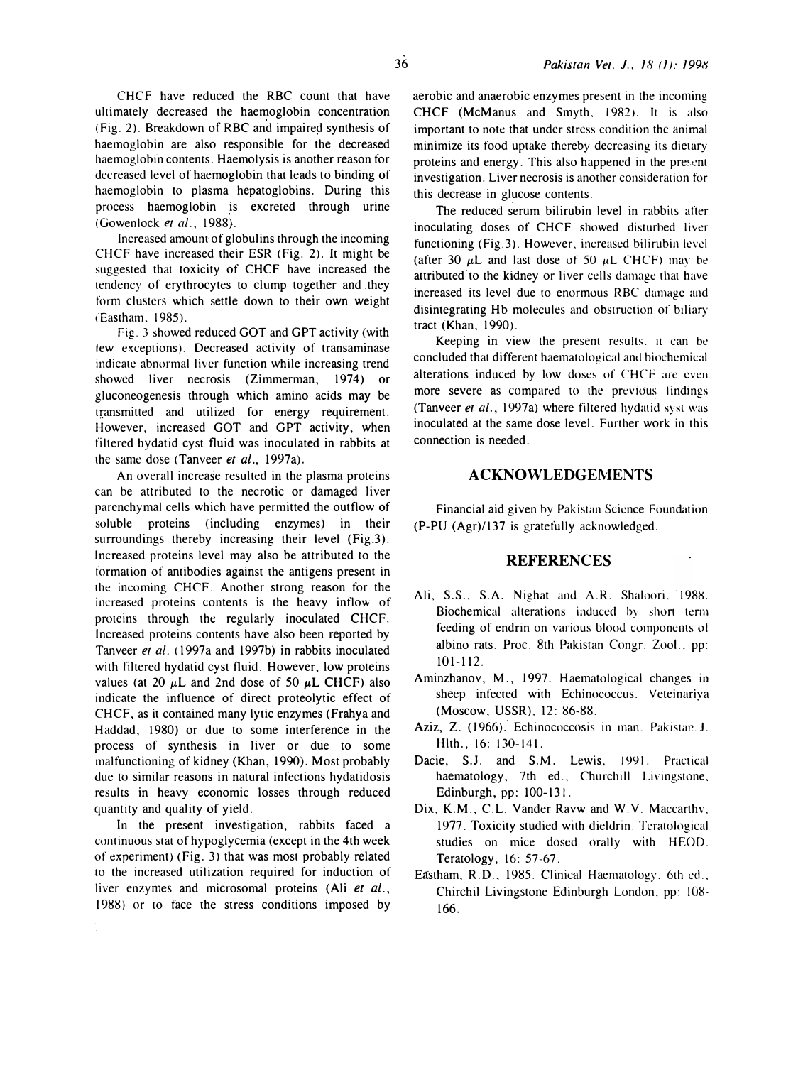CHCF have reduced the RBC count that have ultimately decreased the haemoglobin concentration (Fig. 2). Breakdown of RBC and impaired synthesis of haemoglobin are also responsible for the decreased haemoglobin contents. Haemolysis is another reason for decreased level of haemoglobin that leads to binding of haemoglobin to plasma hepatoglobins. During this process haemoglobin is excreted through urine (Gowenlock *et al.*, 1988).

Increased amount of globulins through the incoming CHCF have increased their ESR (Fig. 2). It might be suggested that toxicity of CHCF have increased the tendency of erythrocytes to clump together and they form clusters which settle down to their own weight (Eastham, 1985).

Fig. 3 showed reduced GOT and GPT activity (with few exceptions). Decreased activity of transaminase indicate abnormal liver function while increasing trend showed liver necrosis (Zimmerman, 1974) or gluconeogenesis through which amino acids may be transmitted and utilized for energy requirement. However, increased GOT and GPT activity, when filtered hydatid cyst fluid was inoculated in rabbits at the same dose (Tanveer *et al.*, 1997a).

An overall increase resulted in the plasma proteins can be attributed to the necrotic or damaged liver parenchymal cells which have permitted the outflow of soluble proteins (including enzymes) in their surroundings thereby increasing their level (Fig.3). Increased proteins level may also be attributed to the formation of antibodies against the antigens present in the incoming CHCF. Another strong reason for the increased proteins contents is the heavy inflow of proteins through the regularly inoculated CHCF. Increased proteins contents have also been reported by Tanveer *et al.* (1997a and 1997b) in rabbits inoculated with filtered hydatid cyst fluid. However, low proteins values (at 20 $\mu$L and 2nd dose of 50 $\mu$L CHCF) also indicate the influence of direct proteolytic effect of CHCF, as it contained many lytic enzymes (Frahya and Haddad, 1980) or due to some interference in the process of synthesis in liver or due to some malfunctioning of kidney (Khan, 1990). Most probably due to similar reasons in natural infections hydatidosis results in heavy economic losses through reduced quantity and quality of yield.

In the present investigation, rabbits faced a continuous stat of hypoglycemia (except in the 4th week of experiment) (Fig. 3) that was most probably related to the increased utilization required for induction of liver enzymes and microsomal proteins (Ali *et al.*, 1988) or to face the stress conditions imposed by aerobic and anaerobic enzymes present in the incoming CHCF (McManus and Smyth, 1982). It is also important to note that under stress condition the animal minimize its food uptake thereby decreasing its dietary proteins and energy. This also happened in the present investigation. Liver necrosis is another consideration for this decrease in glucose contents.

The reduced serum bilirubin level in rabbits after inoculating doses of CHCF showed disturbed liver functioning (Fig.3). However, increased bilirubin level (after 30 $\mu$L and last dose of 50 $\mu$L CHCF) may be attributed to the kidney or liver cells damage that have increased its level due to enormous RBC damage and disintegrating Hb molecules and obstruction of biliary tract (Khan, 1990).

Keeping in view the present results, it can be concluded that different haematological and biochemical alterations induced by low doses of CHCF are even more severe as compared to the previous findings (Tanveer *et al.*, 1997a) where filtered hydatid syst was inoculated at the same dose level. Further work in this connection is needed.

## ACKNOWLEDGEMENTS

Financial aid given by Pakistan Science Foundation (P-PU (Agr)/137 is gratefully acknowledged.

## REFERENCES

Ali, S.S., S.A. Nighat and A.R. Shaloori. 1988. Biochemical alterations induced by short term feeding of endrin on various blood components of albino rats. Proc. 8th Pakistan Congr. Zool., pp: 101-112.

Aminzhanov, M., 1997. Haematological changes in sheep infected with Echinococcus. Veteinariya (Moscow, USSR), 12: 86-88.

Aziz, Z. (1966). Echinococcosis in man. Pakistan J. Hlth., 16: 130-141.

Dacie, S.J. and S.M. Lewis, 1991. Practical haematology, 7th ed., Churchill Livingstone, Edinburgh, pp: 100-131.

Dix, K.M., C.L. Vander Ravw and W.V. Maccarthy, 1977. Toxicity studied with dieldrin. Teratological studies on mice dosed orally with HEOD. Teratology, 16: 57-67.

Eastham, R.D., 1985. Clinical Haematology. 6th ed., Chirchil Livingstone Edinburgh London, pp: 108-166.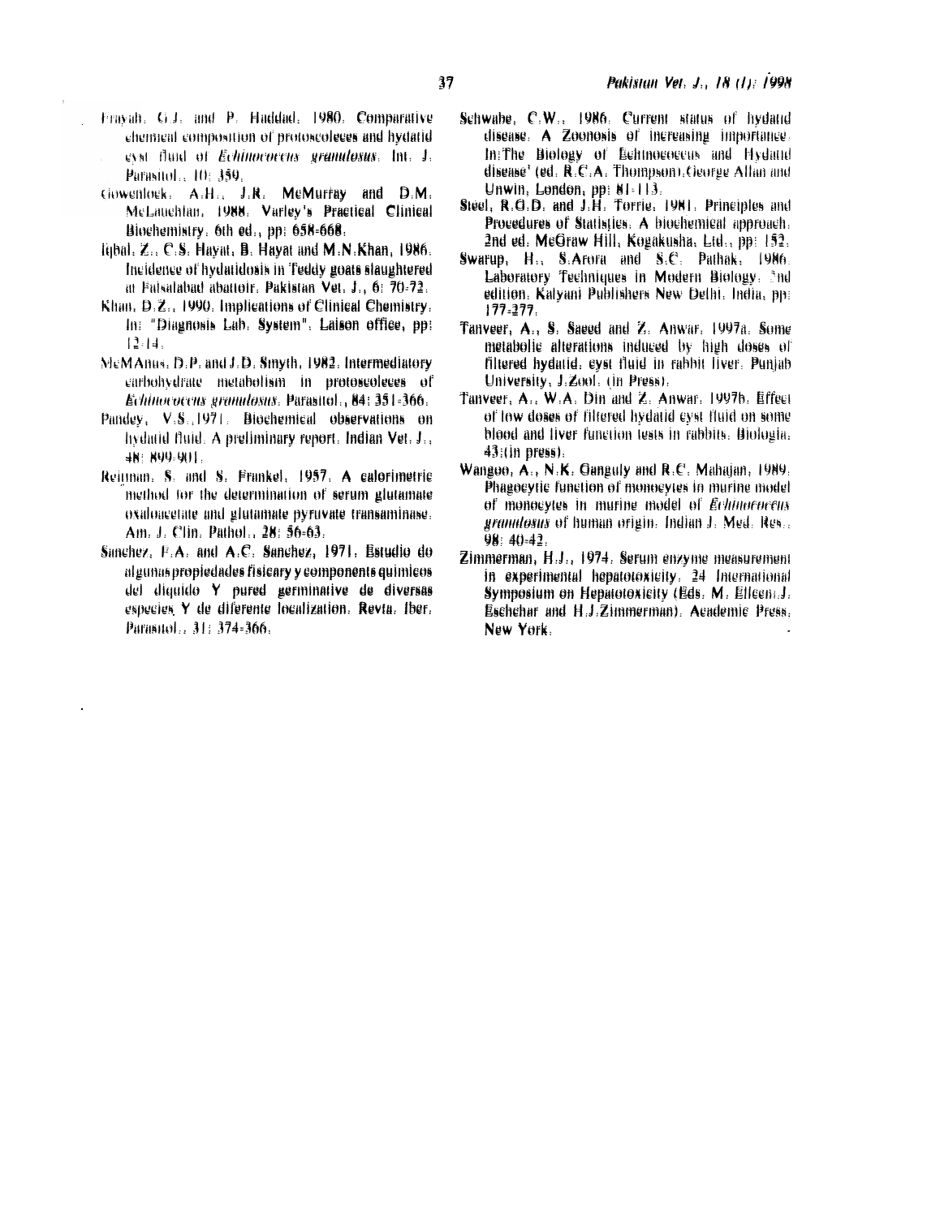Frayah, G.J. and P. Haddad, 1980. Comparative chemical composition of protoscolecees and hydatid cyst fluid of *Echinococcus granulosus*. Int. J. Parasitol., 10: 359.

Gowenlock, A.H., J.R. McMurray and D.M. McLauchlan, 1988. Varley's Practical Clinical Biochemistry. 6th ed., pp: 658-668.

Iqbal, Z., C.S. Hayat, B. Hayat and M.N.Khan, 1986. Incidence of hydatidosis in Teddy goats slaughtered at Faisalabad abattoir. Pakistan Vet. J., 6: 70-72.

Khan, D.Z., 1990. Implications of Clinical Chemistry. In: "Diagnosis Lab. System". Laison office, pp: 12-14.

McMAnus, D.P. and J.D. Smyth, 1982. Intermediatory carbohydrate metabolism in protoscolecees of *Echinococcus granulosus*. Parasitol., 84: 351-366.

Pandey, V.S.,1971. Biochemical observations on hydatid fluid. A preliminary report. Indian Vet. J., 48: 899-901.

Reitman, S. and S. Frankel, 1957. A calorimetric method for the determination of serum glutamate oxaloacetate and glutamate pyruvate transaminase. Am. J. Clin. Pathol., 28: 56-63.

Sanchez, F.A. and A.C. Sanchez, 1971. Estudio do algunas propiedades fisicary y components quimicos del diquido Y pured germinative de diversas especies Y de diferente localization. Revta. Iber. Parasitol., 31: 374-366.

Schwabe, C.W., 1986. Current status of hydatid disease. A Zoonosis of increasing importance. In:The Biology of Echinococcus and Hydatid disease' (ed. R.C.A. Thompson).George Allan and Unwin, London, pp: 81-113.

Steel, R.G.D. and J.H. Torrie, 1981. Principles and Procedures of Statistics. A biochemical approach. 2nd ed. McGraw Hill, Kogakusha, Ltd., pp: 152.

Swarup, H., S.Arora and S.C. Pathak, 1986. Laboratory Techniques in Modern Biology. 2nd edition. Kalyani Publishers New Delhi. India, pp: 177-277.

Tanveer, A., S. Saeed and Z. Anwar, 1997a. Some metabolic alterations induced by high doses of filtered hydatid. cyst fluid in rabbit liver. Punjab University, J.Zool. (In Press).

Tanveer, A., W.A. Din and Z. Anwar, 1997b. Effect of low doses of filtered hydatid cyst fluid on some blood and liver function tests in rabbits. Biologia, 43:(in press).

Wangoo, A., N.K. Ganguly and R.C. Mahajan, 1989. Phagocytic function of monocytes in murine model of monocytes in murine model of *Echinococcus granulosus* of human origin. Indian J. Med. Res., 98: 40-42.

Zimmerman, H.J., 1974. Serum enzyme measurement in experimental hepatotoxicity. 24 International Symposium on Hepatotoxicity (Eds. M. Elleen, J. Eschehar and H.J.Zimmerman). Academic Press, New York.